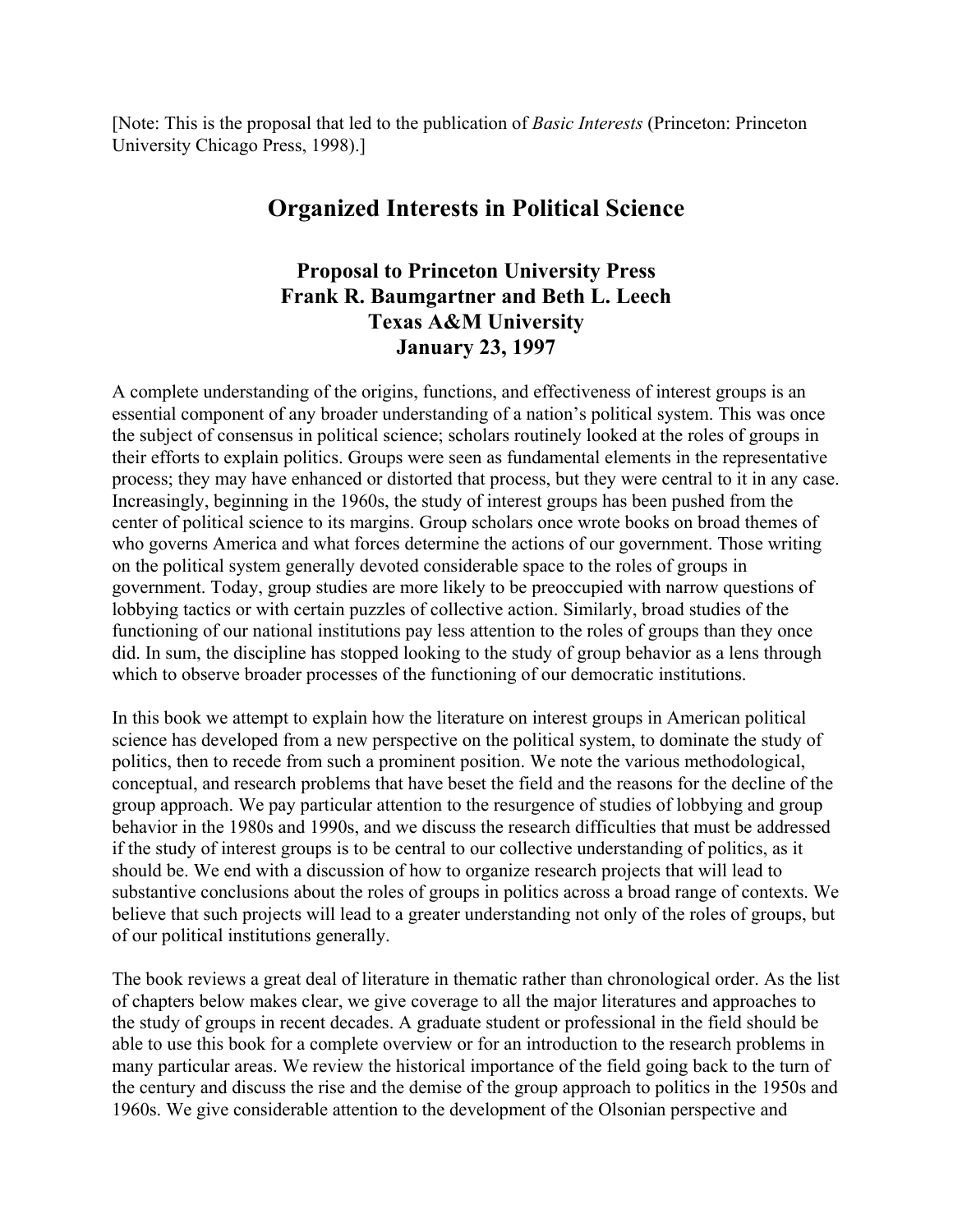[Note: This is the proposal that led to the publication of *Basic Interests* (Princeton: Princeton University Chicago Press, 1998).]

# Organized Interests in Political Science

### Proposal to Princeton University Press
### Frank R. Baumgartner and Beth L. Leech
### Texas A&M University
### January 23, 1997

A complete understanding of the origins, functions, and effectiveness of interest groups is an essential component of any broader understanding of a nation's political system. This was once the subject of consensus in political science; scholars routinely looked at the roles of groups in their efforts to explain politics. Groups were seen as fundamental elements in the representative process; they may have enhanced or distorted that process, but they were central to it in any case. Increasingly, beginning in the 1960s, the study of interest groups has been pushed from the center of political science to its margins. Group scholars once wrote books on broad themes of who governs America and what forces determine the actions of our government. Those writing on the political system generally devoted considerable space to the roles of groups in government. Today, group studies are more likely to be preoccupied with narrow questions of lobbying tactics or with certain puzzles of collective action. Similarly, broad studies of the functioning of our national institutions pay less attention to the roles of groups than they once did. In sum, the discipline has stopped looking to the study of group behavior as a lens through which to observe broader processes of the functioning of our democratic institutions.

In this book we attempt to explain how the literature on interest groups in American political science has developed from a new perspective on the political system, to dominate the study of politics, then to recede from such a prominent position. We note the various methodological, conceptual, and research problems that have beset the field and the reasons for the decline of the group approach. We pay particular attention to the resurgence of studies of lobbying and group behavior in the 1980s and 1990s, and we discuss the research difficulties that must be addressed if the study of interest groups is to be central to our collective understanding of politics, as it should be. We end with a discussion of how to organize research projects that will lead to substantive conclusions about the roles of groups in politics across a broad range of contexts. We believe that such projects will lead to a greater understanding not only of the roles of groups, but of our political institutions generally.

The book reviews a great deal of literature in thematic rather than chronological order. As the list of chapters below makes clear, we give coverage to all the major literatures and approaches to the study of groups in recent decades. A graduate student or professional in the field should be able to use this book for a complete overview or for an introduction to the research problems in many particular areas. We review the historical importance of the field going back to the turn of the century and discuss the rise and the demise of the group approach to politics in the 1950s and 1960s. We give considerable attention to the development of the Olsonian perspective and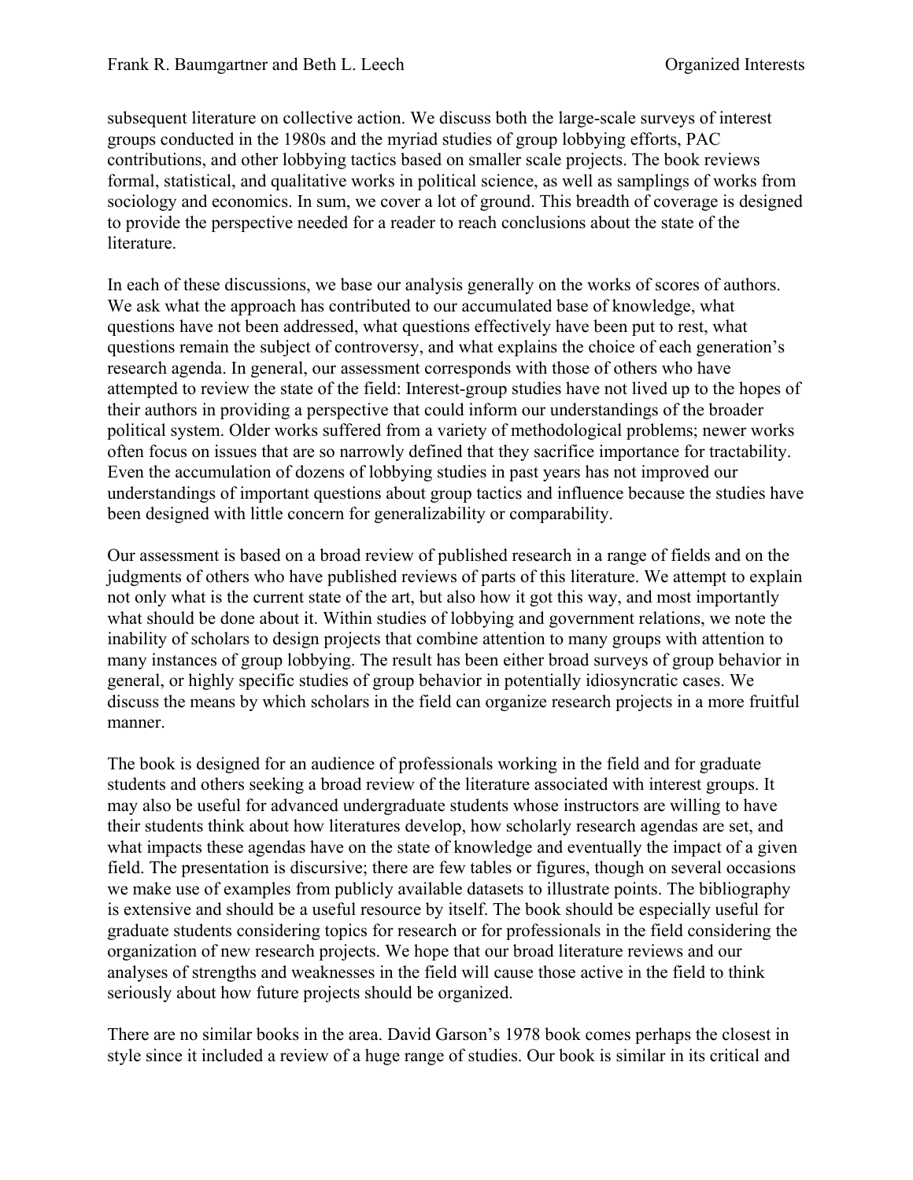subsequent literature on collective action. We discuss both the large-scale surveys of interest groups conducted in the 1980s and the myriad studies of group lobbying efforts, PAC contributions, and other lobbying tactics based on smaller scale projects. The book reviews formal, statistical, and qualitative works in political science, as well as samplings of works from sociology and economics. In sum, we cover a lot of ground. This breadth of coverage is designed to provide the perspective needed for a reader to reach conclusions about the state of the literature.

In each of these discussions, we base our analysis generally on the works of scores of authors. We ask what the approach has contributed to our accumulated base of knowledge, what questions have not been addressed, what questions effectively have been put to rest, what questions remain the subject of controversy, and what explains the choice of each generation's research agenda. In general, our assessment corresponds with those of others who have attempted to review the state of the field: Interest-group studies have not lived up to the hopes of their authors in providing a perspective that could inform our understandings of the broader political system. Older works suffered from a variety of methodological problems; newer works often focus on issues that are so narrowly defined that they sacrifice importance for tractability. Even the accumulation of dozens of lobbying studies in past years has not improved our understandings of important questions about group tactics and influence because the studies have been designed with little concern for generalizability or comparability.

Our assessment is based on a broad review of published research in a range of fields and on the judgments of others who have published reviews of parts of this literature. We attempt to explain not only what is the current state of the art, but also how it got this way, and most importantly what should be done about it. Within studies of lobbying and government relations, we note the inability of scholars to design projects that combine attention to many groups with attention to many instances of group lobbying. The result has been either broad surveys of group behavior in general, or highly specific studies of group behavior in potentially idiosyncratic cases. We discuss the means by which scholars in the field can organize research projects in a more fruitful manner.

The book is designed for an audience of professionals working in the field and for graduate students and others seeking a broad review of the literature associated with interest groups. It may also be useful for advanced undergraduate students whose instructors are willing to have their students think about how literatures develop, how scholarly research agendas are set, and what impacts these agendas have on the state of knowledge and eventually the impact of a given field. The presentation is discursive; there are few tables or figures, though on several occasions we make use of examples from publicly available datasets to illustrate points. The bibliography is extensive and should be a useful resource by itself. The book should be especially useful for graduate students considering topics for research or for professionals in the field considering the organization of new research projects. We hope that our broad literature reviews and our analyses of strengths and weaknesses in the field will cause those active in the field to think seriously about how future projects should be organized.

There are no similar books in the area. David Garson's 1978 book comes perhaps the closest in style since it included a review of a huge range of studies. Our book is similar in its critical and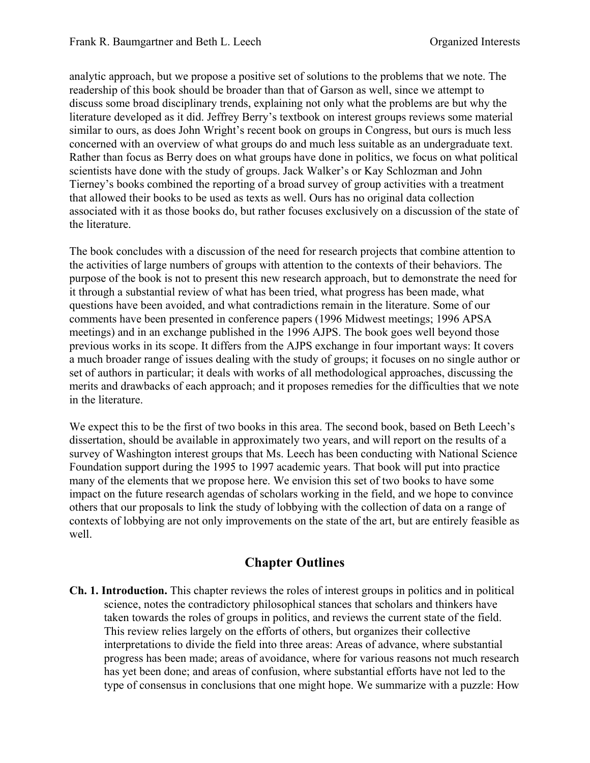analytic approach, but we propose a positive set of solutions to the problems that we note. The readership of this book should be broader than that of Garson as well, since we attempt to discuss some broad disciplinary trends, explaining not only what the problems are but why the literature developed as it did. Jeffrey Berry's textbook on interest groups reviews some material similar to ours, as does John Wright's recent book on groups in Congress, but ours is much less concerned with an overview of what groups do and much less suitable as an undergraduate text. Rather than focus as Berry does on what groups have done in politics, we focus on what political scientists have done with the study of groups. Jack Walker's or Kay Schlozman and John Tierney's books combined the reporting of a broad survey of group activities with a treatment that allowed their books to be used as texts as well. Ours has no original data collection associated with it as those books do, but rather focuses exclusively on a discussion of the state of the literature.

The book concludes with a discussion of the need for research projects that combine attention to the activities of large numbers of groups with attention to the contexts of their behaviors. The purpose of the book is not to present this new research approach, but to demonstrate the need for it through a substantial review of what has been tried, what progress has been made, what questions have been avoided, and what contradictions remain in the literature. Some of our comments have been presented in conference papers (1996 Midwest meetings; 1996 APSA meetings) and in an exchange published in the 1996 AJPS. The book goes well beyond those previous works in its scope. It differs from the AJPS exchange in four important ways: It covers a much broader range of issues dealing with the study of groups; it focuses on no single author or set of authors in particular; it deals with works of all methodological approaches, discussing the merits and drawbacks of each approach; and it proposes remedies for the difficulties that we note in the literature.

We expect this to be the first of two books in this area. The second book, based on Beth Leech's dissertation, should be available in approximately two years, and will report on the results of a survey of Washington interest groups that Ms. Leech has been conducting with National Science Foundation support during the 1995 to 1997 academic years. That book will put into practice many of the elements that we propose here. We envision this set of two books to have some impact on the future research agendas of scholars working in the field, and we hope to convince others that our proposals to link the study of lobbying with the collection of data on a range of contexts of lobbying are not only improvements on the state of the art, but are entirely feasible as well.

## Chapter Outlines

**Ch. 1. Introduction.** This chapter reviews the roles of interest groups in politics and in political science, notes the contradictory philosophical stances that scholars and thinkers have taken towards the roles of groups in politics, and reviews the current state of the field. This review relies largely on the efforts of others, but organizes their collective interpretations to divide the field into three areas: Areas of advance, where substantial progress has been made; areas of avoidance, where for various reasons not much research has yet been done; and areas of confusion, where substantial efforts have not led to the type of consensus in conclusions that one might hope. We summarize with a puzzle: How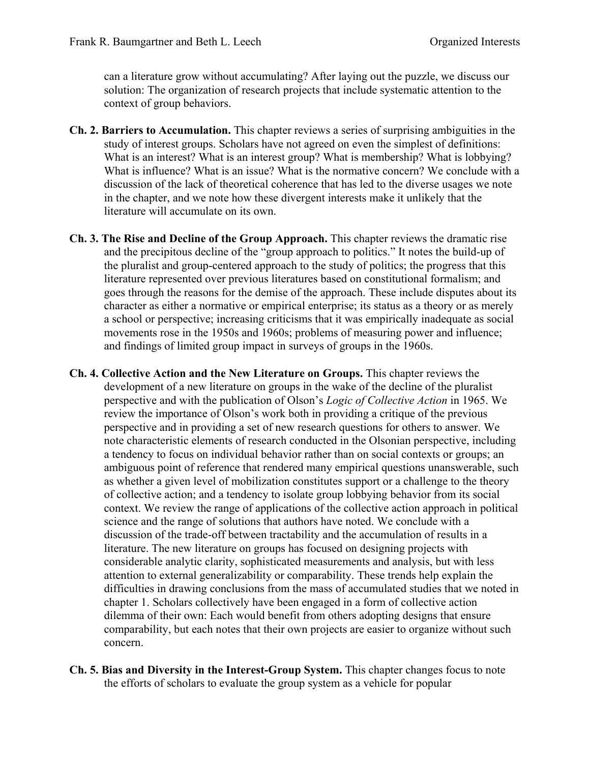can a literature grow without accumulating? After laying out the puzzle, we discuss our solution: The organization of research projects that include systematic attention to the context of group behaviors.

**Ch. 2. Barriers to Accumulation.** This chapter reviews a series of surprising ambiguities in the study of interest groups. Scholars have not agreed on even the simplest of definitions: What is an interest? What is an interest group? What is membership? What is lobbying? What is influence? What is an issue? What is the normative concern? We conclude with a discussion of the lack of theoretical coherence that has led to the diverse usages we note in the chapter, and we note how these divergent interests make it unlikely that the literature will accumulate on its own.

**Ch. 3. The Rise and Decline of the Group Approach.** This chapter reviews the dramatic rise and the precipitous decline of the "group approach to politics." It notes the build-up of the pluralist and group-centered approach to the study of politics; the progress that this literature represented over previous literatures based on constitutional formalism; and goes through the reasons for the demise of the approach. These include disputes about its character as either a normative or empirical enterprise; its status as a theory or as merely a school or perspective; increasing criticisms that it was empirically inadequate as social movements rose in the 1950s and 1960s; problems of measuring power and influence; and findings of limited group impact in surveys of groups in the 1960s.

**Ch. 4. Collective Action and the New Literature on Groups.** This chapter reviews the development of a new literature on groups in the wake of the decline of the pluralist perspective and with the publication of Olson's *Logic of Collective Action* in 1965. We review the importance of Olson's work both in providing a critique of the previous perspective and in providing a set of new research questions for others to answer. We note characteristic elements of research conducted in the Olsonian perspective, including a tendency to focus on individual behavior rather than on social contexts or groups; an ambiguous point of reference that rendered many empirical questions unanswerable, such as whether a given level of mobilization constitutes support or a challenge to the theory of collective action; and a tendency to isolate group lobbying behavior from its social context. We review the range of applications of the collective action approach in political science and the range of solutions that authors have noted. We conclude with a discussion of the trade-off between tractability and the accumulation of results in a literature. The new literature on groups has focused on designing projects with considerable analytic clarity, sophisticated measurements and analysis, but with less attention to external generalizability or comparability. These trends help explain the difficulties in drawing conclusions from the mass of accumulated studies that we noted in chapter 1. Scholars collectively have been engaged in a form of collective action dilemma of their own: Each would benefit from others adopting designs that ensure comparability, but each notes that their own projects are easier to organize without such concern.

**Ch. 5. Bias and Diversity in the Interest-Group System.** This chapter changes focus to note the efforts of scholars to evaluate the group system as a vehicle for popular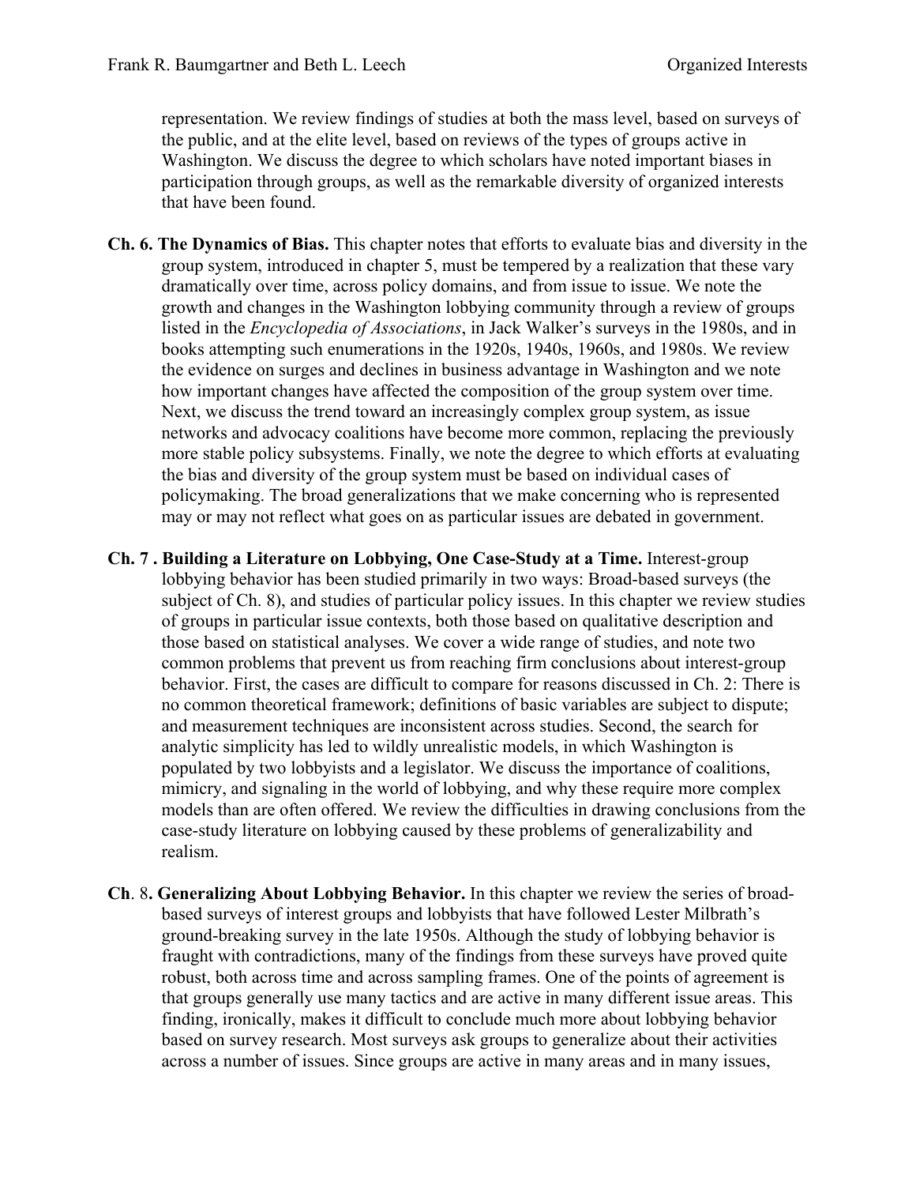representation. We review findings of studies at both the mass level, based on surveys of the public, and at the elite level, based on reviews of the types of groups active in Washington. We discuss the degree to which scholars have noted important biases in participation through groups, as well as the remarkable diversity of organized interests that have been found.

**Ch. 6. The Dynamics of Bias.** This chapter notes that efforts to evaluate bias and diversity in the group system, introduced in chapter 5, must be tempered by a realization that these vary dramatically over time, across policy domains, and from issue to issue. We note the growth and changes in the Washington lobbying community through a review of groups listed in the *Encyclopedia of Associations*, in Jack Walker's surveys in the 1980s, and in books attempting such enumerations in the 1920s, 1940s, 1960s, and 1980s. We review the evidence on surges and declines in business advantage in Washington and we note how important changes have affected the composition of the group system over time. Next, we discuss the trend toward an increasingly complex group system, as issue networks and advocacy coalitions have become more common, replacing the previously more stable policy subsystems. Finally, we note the degree to which efforts at evaluating the bias and diversity of the group system must be based on individual cases of policymaking. The broad generalizations that we make concerning who is represented may or may not reflect what goes on as particular issues are debated in government.

**Ch. 7 . Building a Literature on Lobbying, One Case-Study at a Time.** Interest-group lobbying behavior has been studied primarily in two ways: Broad-based surveys (the subject of Ch. 8), and studies of particular policy issues. In this chapter we review studies of groups in particular issue contexts, both those based on qualitative description and those based on statistical analyses. We cover a wide range of studies, and note two common problems that prevent us from reaching firm conclusions about interest-group behavior. First, the cases are difficult to compare for reasons discussed in Ch. 2: There is no common theoretical framework; definitions of basic variables are subject to dispute; and measurement techniques are inconsistent across studies. Second, the search for analytic simplicity has led to wildly unrealistic models, in which Washington is populated by two lobbyists and a legislator. We discuss the importance of coalitions, mimicry, and signaling in the world of lobbying, and why these require more complex models than are often offered. We review the difficulties in drawing conclusions from the case-study literature on lobbying caused by these problems of generalizability and realism.

**Ch**. 8**. Generalizing About Lobbying Behavior.** In this chapter we review the series of broad-based surveys of interest groups and lobbyists that have followed Lester Milbrath's ground-breaking survey in the late 1950s. Although the study of lobbying behavior is fraught with contradictions, many of the findings from these surveys have proved quite robust, both across time and across sampling frames. One of the points of agreement is that groups generally use many tactics and are active in many different issue areas. This finding, ironically, makes it difficult to conclude much more about lobbying behavior based on survey research. Most surveys ask groups to generalize about their activities across a number of issues. Since groups are active in many areas and in many issues,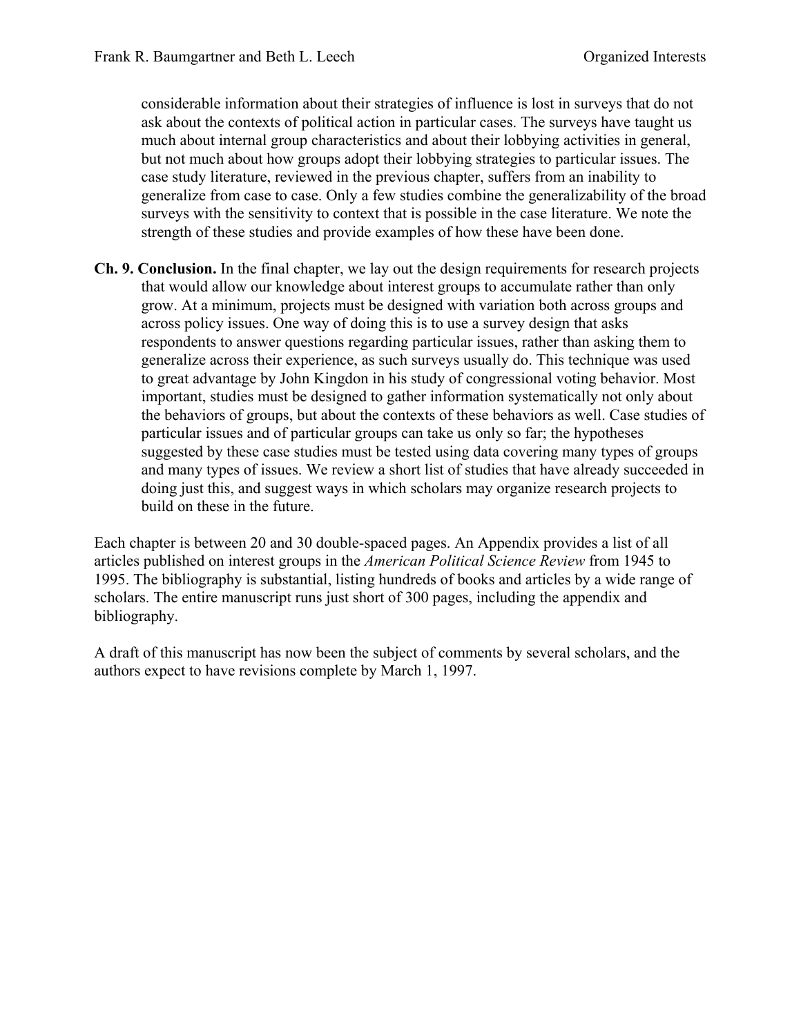considerable information about their strategies of influence is lost in surveys that do not ask about the contexts of political action in particular cases. The surveys have taught us much about internal group characteristics and about their lobbying activities in general, but not much about how groups adopt their lobbying strategies to particular issues. The case study literature, reviewed in the previous chapter, suffers from an inability to generalize from case to case. Only a few studies combine the generalizability of the broad surveys with the sensitivity to context that is possible in the case literature. We note the strength of these studies and provide examples of how these have been done.

**Ch. 9. Conclusion.** In the final chapter, we lay out the design requirements for research projects that would allow our knowledge about interest groups to accumulate rather than only grow. At a minimum, projects must be designed with variation both across groups and across policy issues. One way of doing this is to use a survey design that asks respondents to answer questions regarding particular issues, rather than asking them to generalize across their experience, as such surveys usually do. This technique was used to great advantage by John Kingdon in his study of congressional voting behavior. Most important, studies must be designed to gather information systematically not only about the behaviors of groups, but about the contexts of these behaviors as well. Case studies of particular issues and of particular groups can take us only so far; the hypotheses suggested by these case studies must be tested using data covering many types of groups and many types of issues. We review a short list of studies that have already succeeded in doing just this, and suggest ways in which scholars may organize research projects to build on these in the future.

Each chapter is between 20 and 30 double-spaced pages. An Appendix provides a list of all articles published on interest groups in the *American Political Science Review* from 1945 to 1995. The bibliography is substantial, listing hundreds of books and articles by a wide range of scholars. The entire manuscript runs just short of 300 pages, including the appendix and bibliography.

A draft of this manuscript has now been the subject of comments by several scholars, and the authors expect to have revisions complete by March 1, 1997.